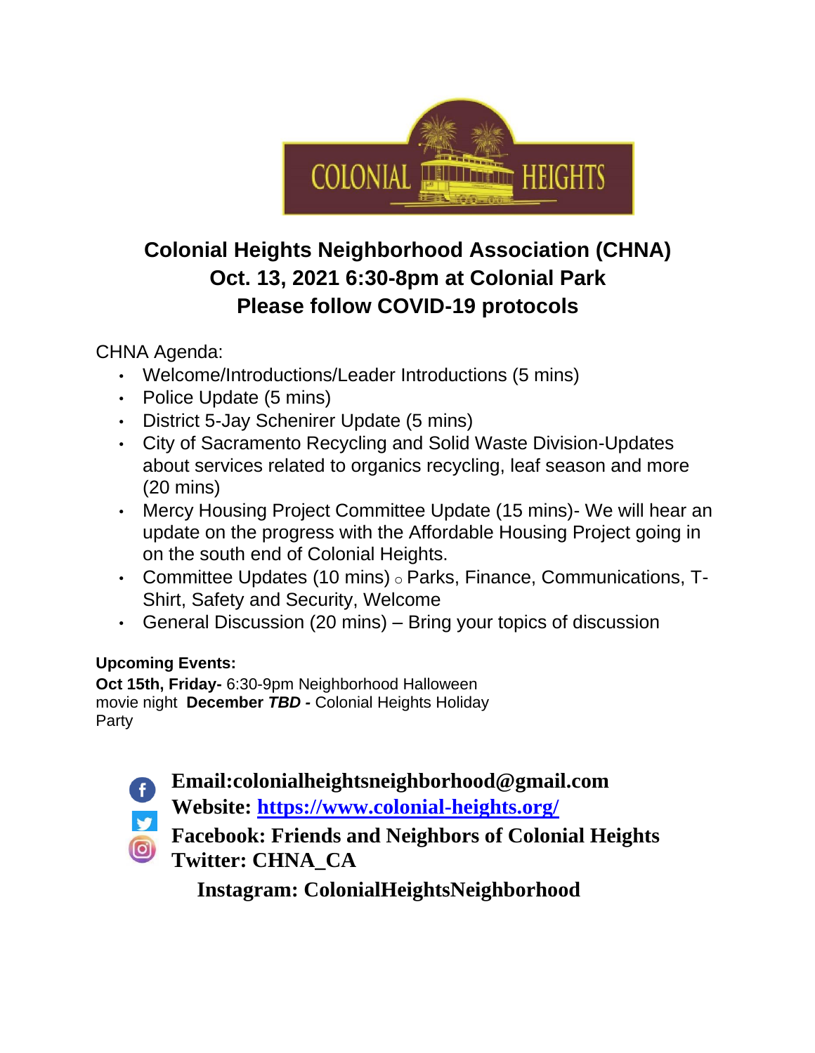# Colonial Heights Neighborhood Association (CHNA)
## Oct. 13, 2021 6:30-8pm at Colonial Park
## Please follow COVID-19 protocols

CHNA Agenda:

- Welcome/Introductions/Leader Introductions (5 mins)
- Police Update (5 mins)
- District 5-Jay Schenirer Update (5 mins)
- City of Sacramento Recycling and Solid Waste Division-Updates about services related to organics recycling, leaf season and more (20 mins)
- Mercy Housing Project Committee Update (15 mins)- We will hear an update on the progress with the Affordable Housing Project going in on the south end of Colonial Heights.
- Committee Updates (10 mins)
  - Parks, Finance, Communications, T-Shirt, Safety and Security, Welcome
- General Discussion (20 mins) – Bring your topics of discussion

**Upcoming Events:**

**Oct 15th, Friday-** 6:30-9pm Neighborhood Halloween movie night **December *TBD* -** Colonial Heights Holiday Party

**Email:colonialheightsneighborhood@gmail.com**

**Website: [https://www.colonial-heights.org/](https://www.colonial-heights.org/)**

**Facebook: Friends and Neighbors of Colonial Heights**

**Twitter: CHNA_CA**

**Instagram: ColonialHeightsNeighborhood**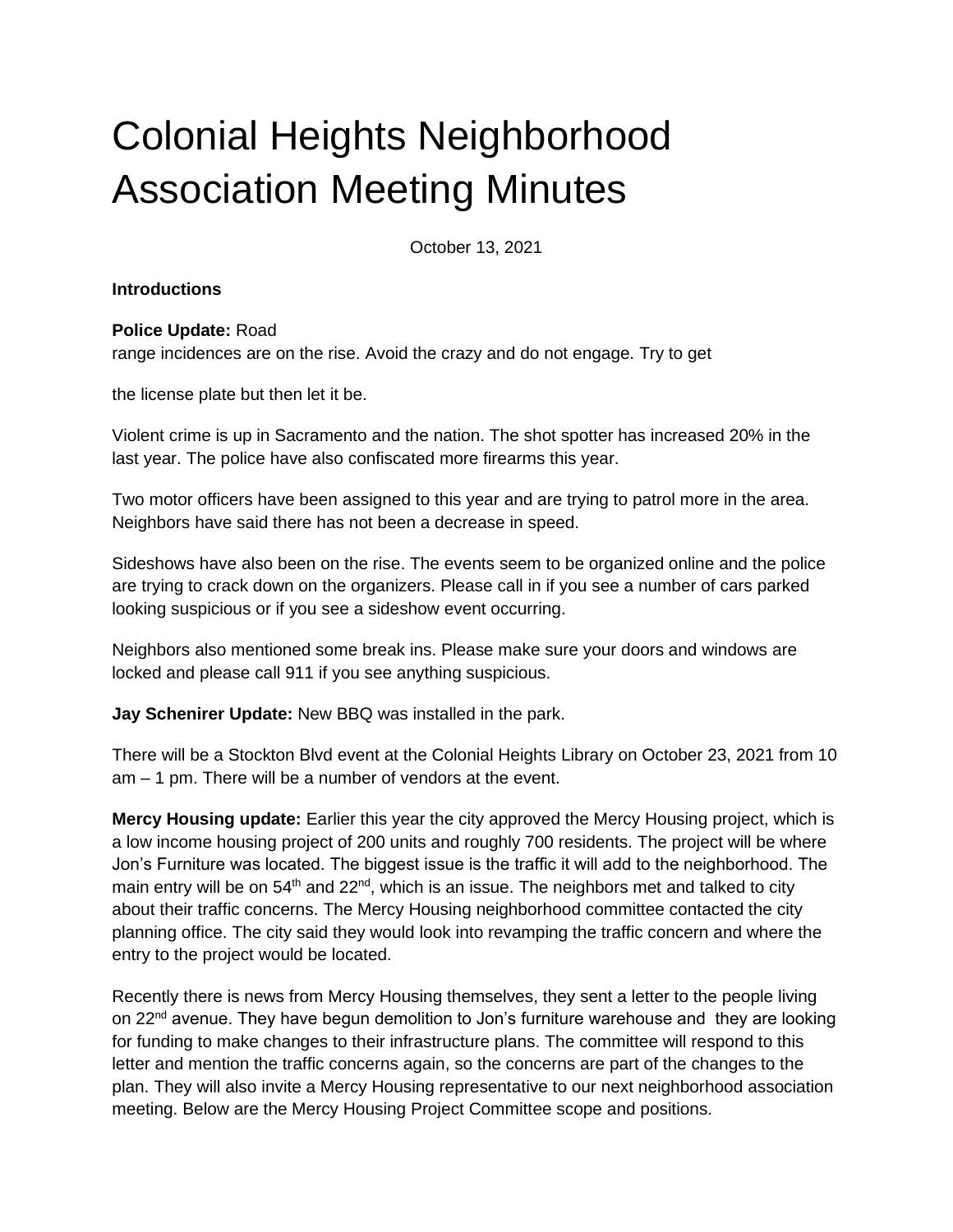# Colonial Heights Neighborhood Association Meeting Minutes

October 13, 2021

**Introductions**

**Police Update:** Road range incidences are on the rise. Avoid the crazy and do not engage. Try to get the license plate but then let it be.

Violent crime is up in Sacramento and the nation. The shot spotter has increased 20% in the last year. The police have also confiscated more firearms this year.

Two motor officers have been assigned to this year and are trying to patrol more in the area. Neighbors have said there has not been a decrease in speed.

Sideshows have also been on the rise. The events seem to be organized online and the police are trying to crack down on the organizers. Please call in if you see a number of cars parked looking suspicious or if you see a sideshow event occurring.

Neighbors also mentioned some break ins. Please make sure your doors and windows are locked and please call 911 if you see anything suspicious.

**Jay Schenirer Update:** New BBQ was installed in the park.

There will be a Stockton Blvd event at the Colonial Heights Library on October 23, 2021 from 10 am – 1 pm. There will be a number of vendors at the event.

**Mercy Housing update:** Earlier this year the city approved the Mercy Housing project, which is a low income housing project of 200 units and roughly 700 residents. The project will be where Jon's Furniture was located. The biggest issue is the traffic it will add to the neighborhood. The main entry will be on 54th and 22nd, which is an issue. The neighbors met and talked to city about their traffic concerns. The Mercy Housing neighborhood committee contacted the city planning office. The city said they would look into revamping the traffic concern and where the entry to the project would be located.

Recently there is news from Mercy Housing themselves, they sent a letter to the people living on 22nd avenue. They have begun demolition to Jon's furniture warehouse and they are looking for funding to make changes to their infrastructure plans. The committee will respond to this letter and mention the traffic concerns again, so the concerns are part of the changes to the plan. They will also invite a Mercy Housing representative to our next neighborhood association meeting. Below are the Mercy Housing Project Committee scope and positions.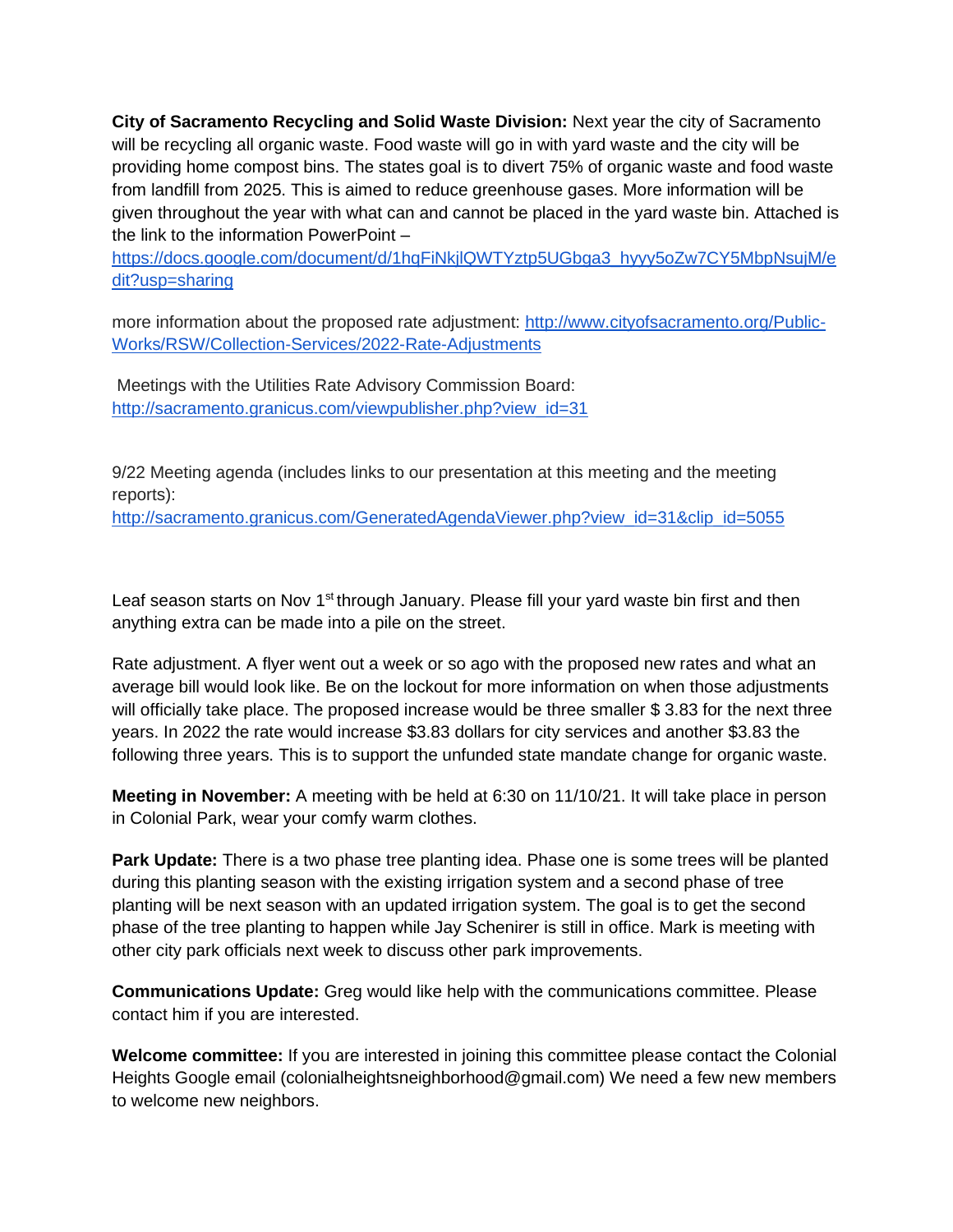**City of Sacramento Recycling and Solid Waste Division:** Next year the city of Sacramento will be recycling all organic waste. Food waste will go in with yard waste and the city will be providing home compost bins. The states goal is to divert 75% of organic waste and food waste from landfill from 2025. This is aimed to reduce greenhouse gases. More information will be given throughout the year with what can and cannot be placed in the yard waste bin. Attached is the link to the information PowerPoint –
https://docs.google.com/document/d/1hqFiNkjlQWTYztp5UGbga3_hyyy5oZw7CY5MbpNsujM/edit?usp=sharing

more information about the proposed rate adjustment: http://www.cityofsacramento.org/Public-Works/RSW/Collection-Services/2022-Rate-Adjustments

Meetings with the Utilities Rate Advisory Commission Board: http://sacramento.granicus.com/viewpublisher.php?view_id=31

9/22 Meeting agenda (includes links to our presentation at this meeting and the meeting reports):
http://sacramento.granicus.com/GeneratedAgendaViewer.php?view_id=31&clip_id=5055

Leaf season starts on Nov 1st through January. Please fill your yard waste bin first and then anything extra can be made into a pile on the street.

Rate adjustment. A flyer went out a week or so ago with the proposed new rates and what an average bill would look like. Be on the lockout for more information on when those adjustments will officially take place. The proposed increase would be three smaller $ 3.83 for the next three years. In 2022 the rate would increase $3.83 dollars for city services and another $3.83 the following three years. This is to support the unfunded state mandate change for organic waste.

**Meeting in November:** A meeting with be held at 6:30 on 11/10/21. It will take place in person in Colonial Park, wear your comfy warm clothes.

**Park Update:** There is a two phase tree planting idea. Phase one is some trees will be planted during this planting season with the existing irrigation system and a second phase of tree planting will be next season with an updated irrigation system. The goal is to get the second phase of the tree planting to happen while Jay Schenirer is still in office. Mark is meeting with other city park officials next week to discuss other park improvements.

**Communications Update:** Greg would like help with the communications committee. Please contact him if you are interested.

**Welcome committee:** If you are interested in joining this committee please contact the Colonial Heights Google email (colonialheightsneighborhood@gmail.com) We need a few new members to welcome new neighbors.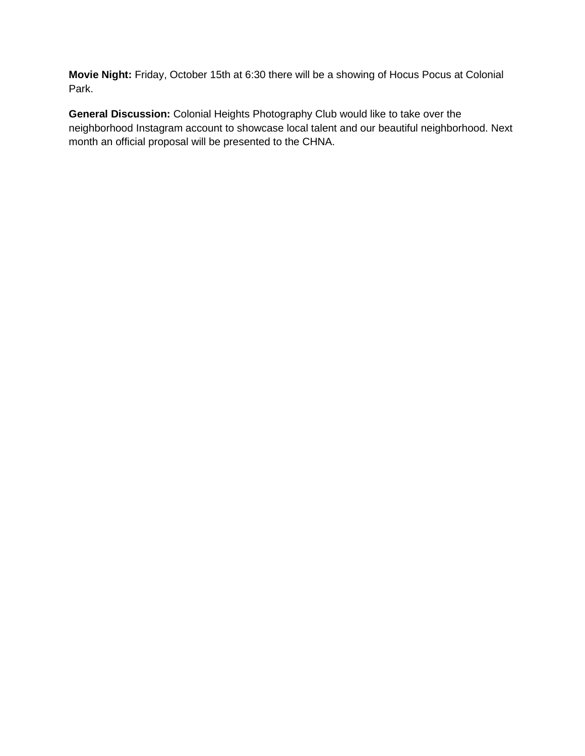**Movie Night:** Friday, October 15th at 6:30 there will be a showing of Hocus Pocus at Colonial Park.

**General Discussion:** Colonial Heights Photography Club would like to take over the neighborhood Instagram account to showcase local talent and our beautiful neighborhood. Next month an official proposal will be presented to the CHNA.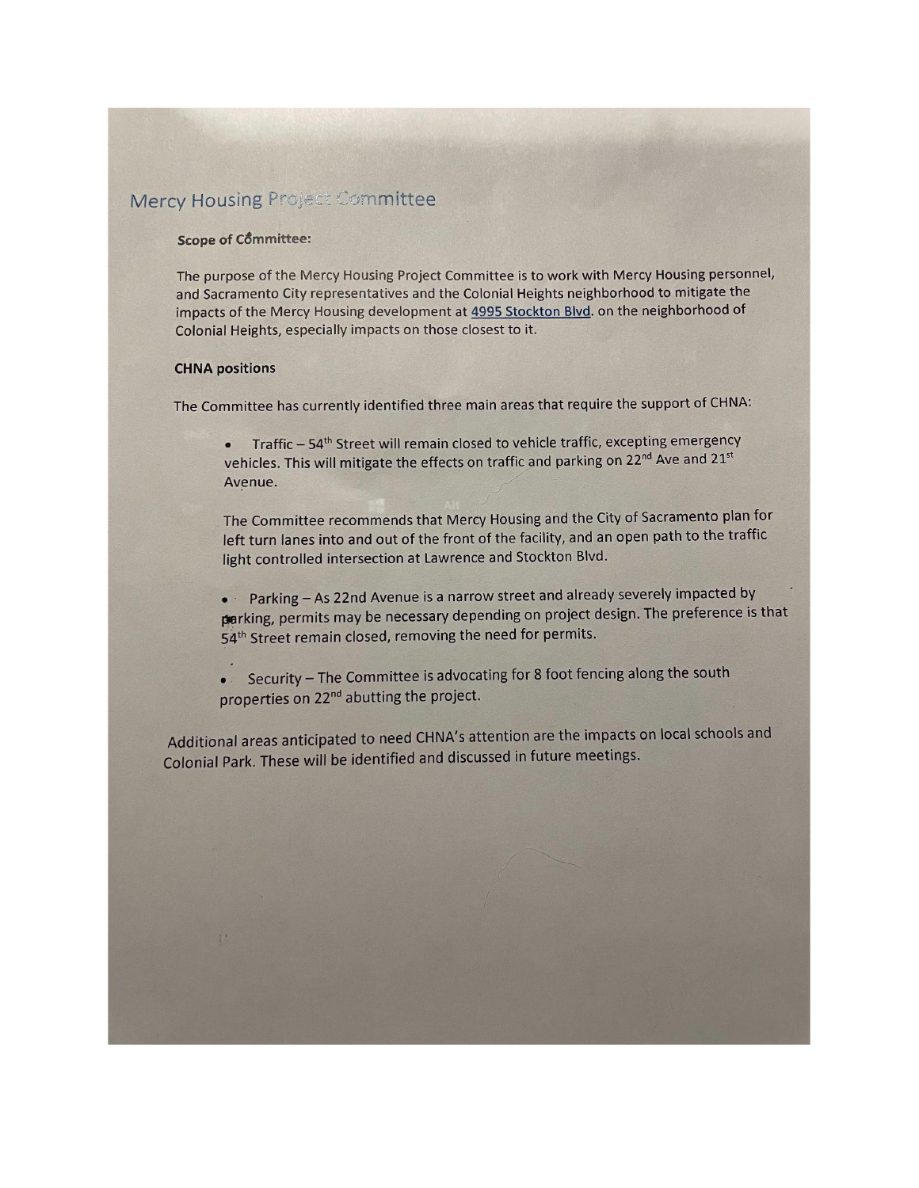# Mercy Housing Project Committee

**Scope of Committee:**

The purpose of the Mercy Housing Project Committee is to work with Mercy Housing personnel, and Sacramento City representatives and the Colonial Heights neighborhood to mitigate the impacts of the Mercy Housing development at 4995 Stockton Blvd. on the neighborhood of Colonial Heights, especially impacts on those closest to it.

**CHNA positions**

The Committee has currently identified three main areas that require the support of CHNA:

- Traffic – 54th Street will remain closed to vehicle traffic, excepting emergency vehicles. This will mitigate the effects on traffic and parking on 22nd Ave and 21st Avenue.

  The Committee recommends that Mercy Housing and the City of Sacramento plan for left turn lanes into and out of the front of the facility, and an open path to the traffic light controlled intersection at Lawrence and Stockton Blvd.

- Parking – As 22nd Avenue is a narrow street and already severely impacted by parking, permits may be necessary depending on project design. The preference is that 54th Street remain closed, removing the need for permits.

- Security – The Committee is advocating for 8 foot fencing along the south properties on 22nd abutting the project.

Additional areas anticipated to need CHNA's attention are the impacts on local schools and Colonial Park. These will be identified and discussed in future meetings.